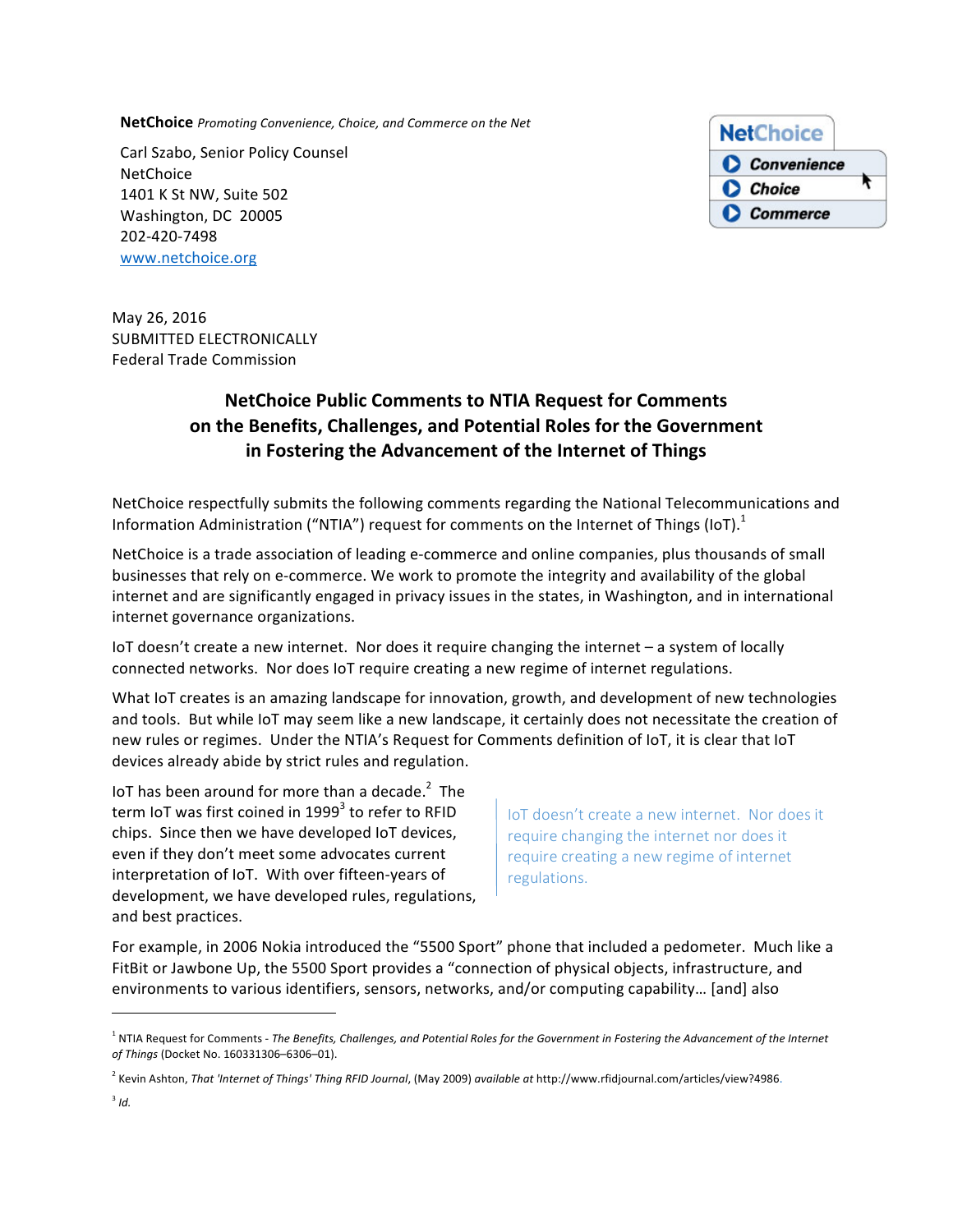**NetChoice** *Promoting Convenience, Choice, and Commerce on the Net*

Carl Szabo, Senior Policy Counsel
NetChoice
1401 K St NW, Suite 502
Washington, DC 20005
202-420-7498
[www.netchoice.org](http://www.netchoice.org)

May 26, 2016
SUBMITTED ELECTRONICALLY
Federal Trade Commission

## NetChoice Public Comments to NTIA Request for Comments on the Benefits, Challenges, and Potential Roles for the Government in Fostering the Advancement of the Internet of Things

NetChoice respectfully submits the following comments regarding the National Telecommunications and Information Administration ("NTIA") request for comments on the Internet of Things (IoT).[1]

NetChoice is a trade association of leading e-commerce and online companies, plus thousands of small businesses that rely on e-commerce. We work to promote the integrity and availability of the global internet and are significantly engaged in privacy issues in the states, in Washington, and in international internet governance organizations.

IoT doesn't create a new internet. Nor does it require changing the internet – a system of locally connected networks. Nor does IoT require creating a new regime of internet regulations.

What IoT creates is an amazing landscape for innovation, growth, and development of new technologies and tools. But while IoT may seem like a new landscape, it certainly does not necessitate the creation of new rules or regimes. Under the NTIA's Request for Comments definition of IoT, it is clear that IoT devices already abide by strict rules and regulation.

IoT has been around for more than a decade.[2] The term IoT was first coined in 1999[3] to refer to RFID chips. Since then we have developed IoT devices, even if they don't meet some advocates current interpretation of IoT. With over fifteen-years of development, we have developed rules, regulations, and best practices.

> IoT doesn't create a new internet. Nor does it require changing the internet nor does it require creating a new regime of internet regulations.

For example, in 2006 Nokia introduced the "5500 Sport" phone that included a pedometer. Much like a FitBit or Jawbone Up, the 5500 Sport provides a "connection of physical objects, infrastructure, and environments to various identifiers, sensors, networks, and/or computing capability… [and] also

---

[1] NTIA Request for Comments - *The Benefits, Challenges, and Potential Roles for the Government in Fostering the Advancement of the Internet of Things* (Docket No. 160331306–6306–01).

[2] Kevin Ashton, *That 'Internet of Things' Thing RFID Journal*, (May 2009) *available at* http://www.rfidjournal.com/articles/view?4986.

[3] *Id.*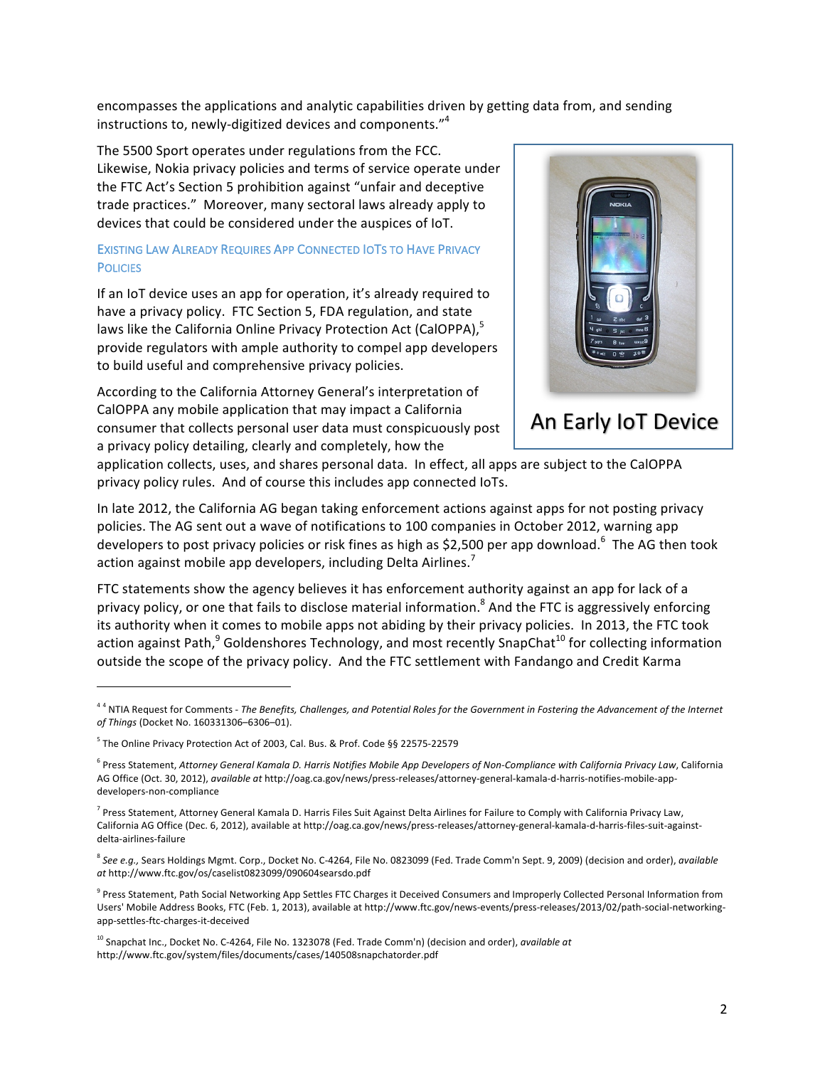encompasses the applications and analytic capabilities driven by getting data from, and sending instructions to, newly-digitized devices and components."[4]

The 5500 Sport operates under regulations from the FCC. Likewise, Nokia privacy policies and terms of service operate under the FTC Act's Section 5 prohibition against "unfair and deceptive trade practices." Moreover, many sectoral laws already apply to devices that could be considered under the auspices of IoT.

An Early IoT Device

### Existing Law Already Requires App Connected IoTs to Have Privacy Policies

If an IoT device uses an app for operation, it's already required to have a privacy policy. FTC Section 5, FDA regulation, and state laws like the California Online Privacy Protection Act (CalOPPA),[5] provide regulators with ample authority to compel app developers to build useful and comprehensive privacy policies.

According to the California Attorney General's interpretation of CalOPPA any mobile application that may impact a California consumer that collects personal user data must conspicuously post a privacy policy detailing, clearly and completely, how the application collects, uses, and shares personal data. In effect, all apps are subject to the CalOPPA privacy policy rules. And of course this includes app connected IoTs.

In late 2012, the California AG began taking enforcement actions against apps for not posting privacy policies. The AG sent out a wave of notifications to 100 companies in October 2012, warning app developers to post privacy policies or risk fines as high as $2,500 per app download.[6] The AG then took action against mobile app developers, including Delta Airlines.[7]

FTC statements show the agency believes it has enforcement authority against an app for lack of a privacy policy, or one that fails to disclose material information.[8] And the FTC is aggressively enforcing its authority when it comes to mobile apps not abiding by their privacy policies. In 2013, the FTC took action against Path,[9] Goldenshores Technology, and most recently SnapChat[10] for collecting information outside the scope of the privacy policy. And the FTC settlement with Fandango and Credit Karma

---

[4] [4] NTIA Request for Comments - *The Benefits, Challenges, and Potential Roles for the Government in Fostering the Advancement of the Internet of Things* (Docket No. 160331306–6306–01).

[5] The Online Privacy Protection Act of 2003, Cal. Bus. & Prof. Code §§ 22575-22579

[6] Press Statement, *Attorney General Kamala D. Harris Notifies Mobile App Developers of Non-Compliance with California Privacy Law*, California AG Office (Oct. 30, 2012), *available at* http://oag.ca.gov/news/press-releases/attorney-general-kamala-d-harris-notifies-mobile-app-developers-non-compliance

[7] Press Statement, Attorney General Kamala D. Harris Files Suit Against Delta Airlines for Failure to Comply with California Privacy Law, California AG Office (Dec. 6, 2012), available at http://oag.ca.gov/news/press-releases/attorney-general-kamala-d-harris-files-suit-against-delta-airlines-failure

[8] *See e.g.,* Sears Holdings Mgmt. Corp., Docket No. C-4264, File No. 0823099 (Fed. Trade Comm'n Sept. 9, 2009) (decision and order), *available at* http://www.ftc.gov/os/caselist0823099/090604searsdo.pdf

[9] Press Statement, Path Social Networking App Settles FTC Charges it Deceived Consumers and Improperly Collected Personal Information from Users' Mobile Address Books, FTC (Feb. 1, 2013), available at http://www.ftc.gov/news-events/press-releases/2013/02/path-social-networking-app-settles-ftc-charges-it-deceived

[10] Snapchat Inc., Docket No. C-4264, File No. 1323078 (Fed. Trade Comm'n) (decision and order), *available at* http://www.ftc.gov/system/files/documents/cases/140508snapchatorder.pdf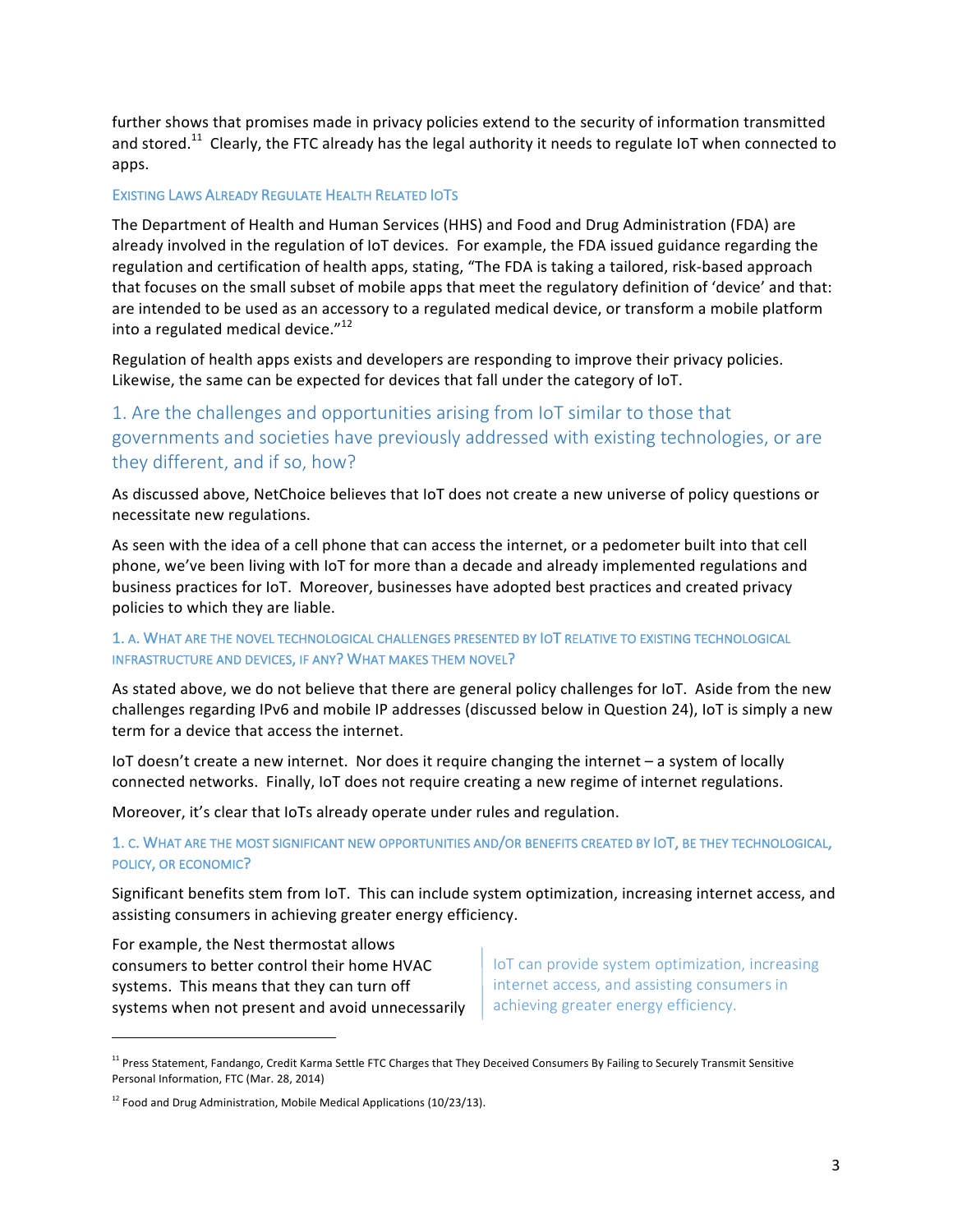further shows that promises made in privacy policies extend to the security of information transmitted and stored.[11] Clearly, the FTC already has the legal authority it needs to regulate IoT when connected to apps.

#### Existing Laws Already Regulate Health Related IoTs

The Department of Health and Human Services (HHS) and Food and Drug Administration (FDA) are already involved in the regulation of IoT devices. For example, the FDA issued guidance regarding the regulation and certification of health apps, stating, "The FDA is taking a tailored, risk-based approach that focuses on the small subset of mobile apps that meet the regulatory definition of 'device' and that: are intended to be used as an accessory to a regulated medical device, or transform a mobile platform into a regulated medical device."[12]

Regulation of health apps exists and developers are responding to improve their privacy policies. Likewise, the same can be expected for devices that fall under the category of IoT.

## 1. Are the challenges and opportunities arising from IoT similar to those that governments and societies have previously addressed with existing technologies, or are they different, and if so, how?

As discussed above, NetChoice believes that IoT does not create a new universe of policy questions or necessitate new regulations.

As seen with the idea of a cell phone that can access the internet, or a pedometer built into that cell phone, we've been living with IoT for more than a decade and already implemented regulations and business practices for IoT. Moreover, businesses have adopted best practices and created privacy policies to which they are liable.

#### 1. A. What are the novel technological challenges presented by IoT relative to existing technological infrastructure and devices, if any? What makes them novel?

As stated above, we do not believe that there are general policy challenges for IoT. Aside from the new challenges regarding IPv6 and mobile IP addresses (discussed below in Question 24), IoT is simply a new term for a device that access the internet.

IoT doesn't create a new internet. Nor does it require changing the internet – a system of locally connected networks. Finally, IoT does not require creating a new regime of internet regulations.

Moreover, it's clear that IoTs already operate under rules and regulation.

#### 1. C. What are the most significant new opportunities and/or benefits created by IoT, be they technological, policy, or economic?

Significant benefits stem from IoT. This can include system optimization, increasing internet access, and assisting consumers in achieving greater energy efficiency.

> IoT can provide system optimization, increasing internet access, and assisting consumers in achieving greater energy efficiency.

For example, the Nest thermostat allows consumers to better control their home HVAC systems. This means that they can turn off systems when not present and avoid unnecessarily

---

[11] Press Statement, Fandango, Credit Karma Settle FTC Charges that They Deceived Consumers By Failing to Securely Transmit Sensitive Personal Information, FTC (Mar. 28, 2014)

[12] Food and Drug Administration, Mobile Medical Applications (10/23/13).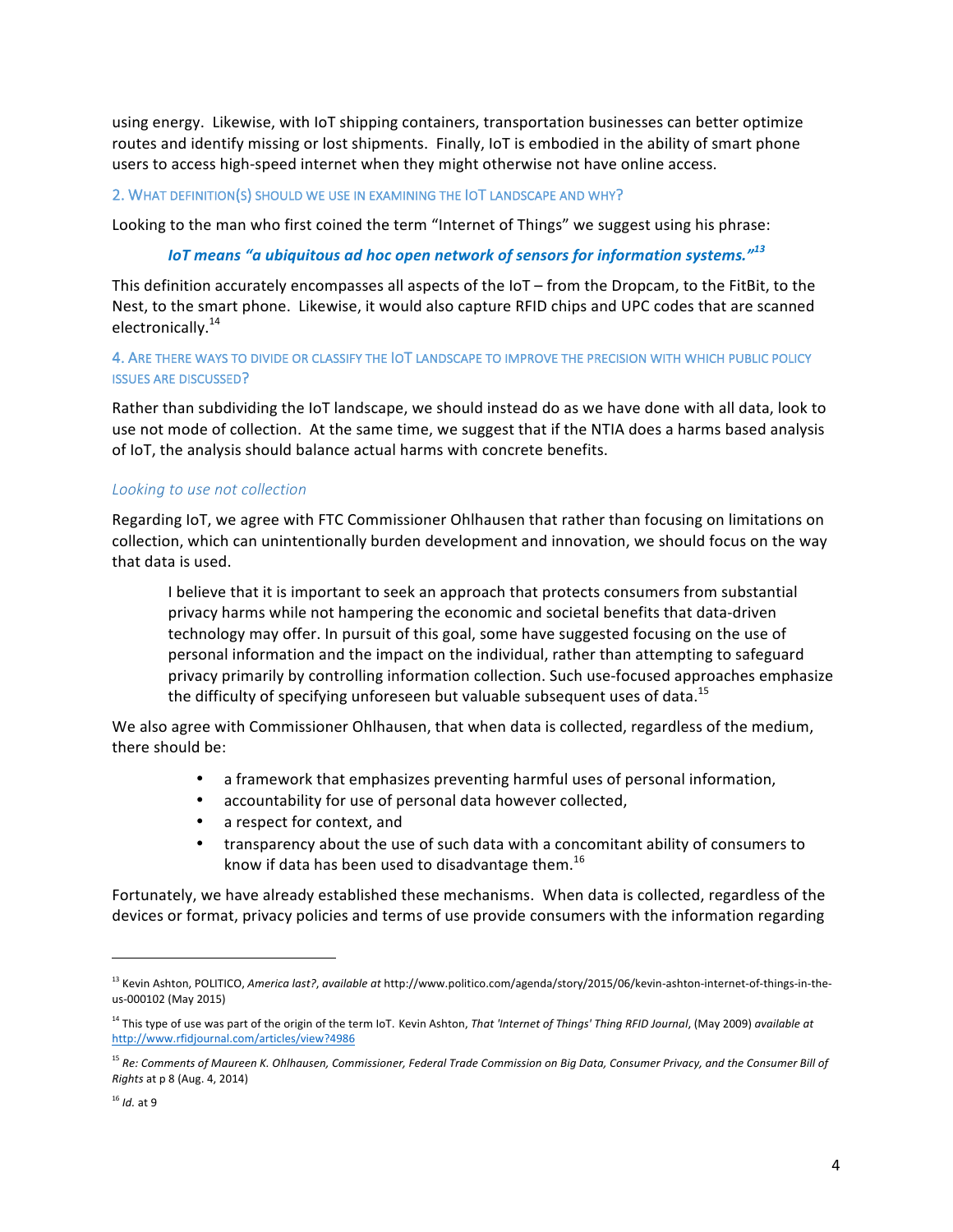using energy. Likewise, with IoT shipping containers, transportation businesses can better optimize routes and identify missing or lost shipments. Finally, IoT is embodied in the ability of smart phone users to access high-speed internet when they might otherwise not have online access.

## 2. What definition(s) should we use in examining the IoT landscape and why?

Looking to the man who first coined the term "Internet of Things" we suggest using his phrase:

> ***IoT means "a ubiquitous ad hoc open network of sensors for information systems."***[13]

This definition accurately encompasses all aspects of the IoT – from the Dropcam, to the FitBit, to the Nest, to the smart phone. Likewise, it would also capture RFID chips and UPC codes that are scanned electronically.[14]

## 4. Are there ways to divide or classify the IoT landscape to improve the precision with which public policy issues are discussed?

Rather than subdividing the IoT landscape, we should instead do as we have done with all data, look to use not mode of collection. At the same time, we suggest that if the NTIA does a harms based analysis of IoT, the analysis should balance actual harms with concrete benefits.

### *Looking to use not collection*

Regarding IoT, we agree with FTC Commissioner Ohlhausen that rather than focusing on limitations on collection, which can unintentionally burden development and innovation, we should focus on the way that data is used.

> I believe that it is important to seek an approach that protects consumers from substantial privacy harms while not hampering the economic and societal benefits that data-driven technology may offer. In pursuit of this goal, some have suggested focusing on the use of personal information and the impact on the individual, rather than attempting to safeguard privacy primarily by controlling information collection. Such use-focused approaches emphasize the difficulty of specifying unforeseen but valuable subsequent uses of data.[15]

We also agree with Commissioner Ohlhausen, that when data is collected, regardless of the medium, there should be:

- a framework that emphasizes preventing harmful uses of personal information,
- accountability for use of personal data however collected,
- a respect for context, and
- transparency about the use of such data with a concomitant ability of consumers to know if data has been used to disadvantage them.[16]

Fortunately, we have already established these mechanisms. When data is collected, regardless of the devices or format, privacy policies and terms of use provide consumers with the information regarding

---

[13] Kevin Ashton, POLITICO, *America last?*, *available at* http://www.politico.com/agenda/story/2015/06/kevin-ashton-internet-of-things-in-the-us-000102 (May 2015)

[14] This type of use was part of the origin of the term IoT. Kevin Ashton, *That 'Internet of Things' Thing RFID Journal*, (May 2009) *available at* http://www.rfidjournal.com/articles/view?4986

[15] *Re: Comments of Maureen K. Ohlhausen, Commissioner, Federal Trade Commission on Big Data, Consumer Privacy, and the Consumer Bill of Rights* at p 8 (Aug. 4, 2014)

[16] *Id.* at 9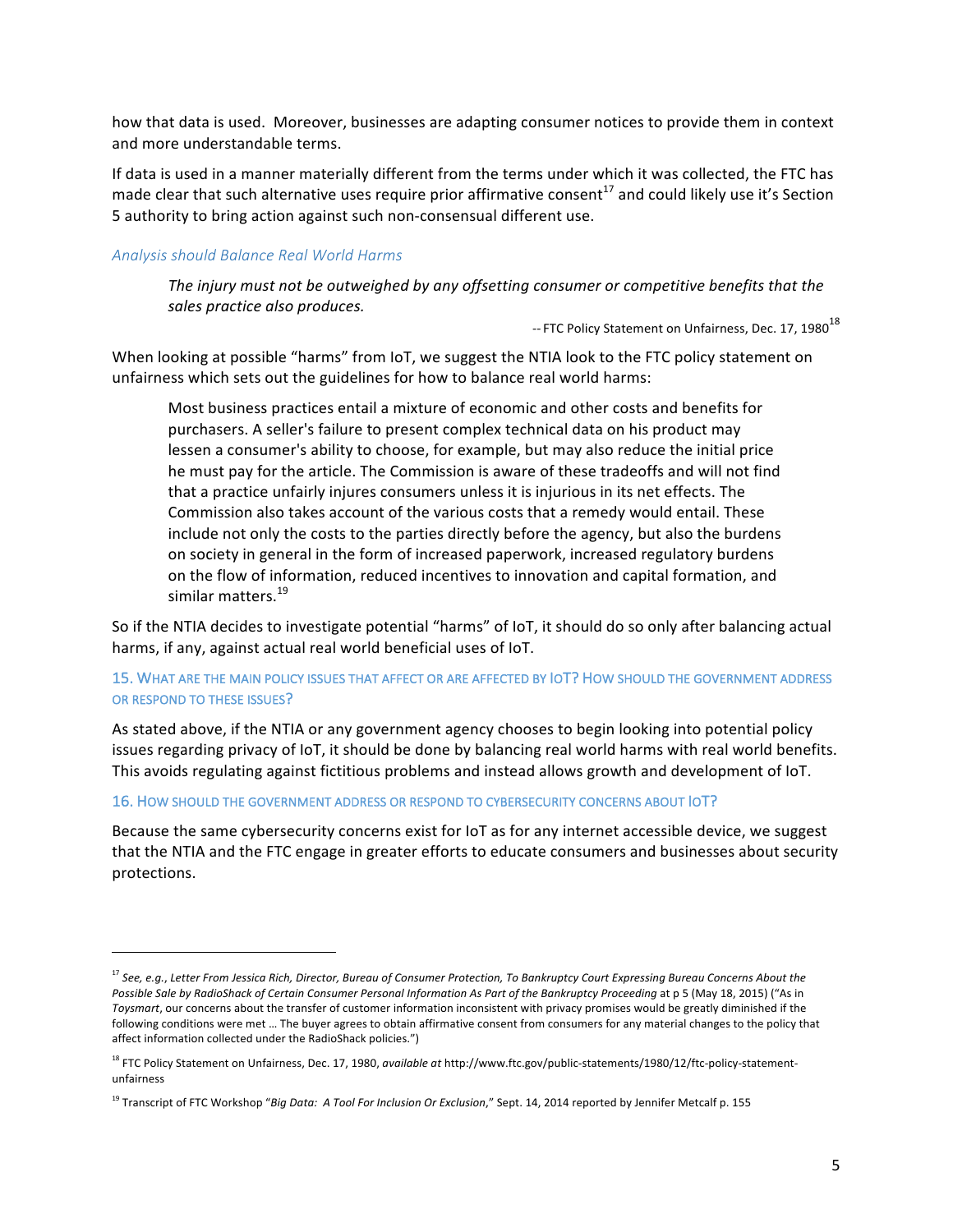how that data is used. Moreover, businesses are adapting consumer notices to provide them in context and more understandable terms.

If data is used in a manner materially different from the terms under which it was collected, the FTC has made clear that such alternative uses require prior affirmative consent[17] and could likely use it's Section 5 authority to bring action against such non-consensual different use.

### *Analysis should Balance Real World Harms*

> *The injury must not be outweighed by any offsetting consumer or competitive benefits that the sales practice also produces.*
>
> -- FTC Policy Statement on Unfairness, Dec. 17, 1980[18]

When looking at possible "harms" from IoT, we suggest the NTIA look to the FTC policy statement on unfairness which sets out the guidelines for how to balance real world harms:

> Most business practices entail a mixture of economic and other costs and benefits for purchasers. A seller's failure to present complex technical data on his product may lessen a consumer's ability to choose, for example, but may also reduce the initial price he must pay for the article. The Commission is aware of these tradeoffs and will not find that a practice unfairly injures consumers unless it is injurious in its net effects. The Commission also takes account of the various costs that a remedy would entail. These include not only the costs to the parties directly before the agency, but also the burdens on society in general in the form of increased paperwork, increased regulatory burdens on the flow of information, reduced incentives to innovation and capital formation, and similar matters.[19]

So if the NTIA decides to investigate potential "harms" of IoT, it should do so only after balancing actual harms, if any, against actual real world beneficial uses of IoT.

## 15. What are the main policy issues that affect or are affected by IoT? How should the government address or respond to these issues?

As stated above, if the NTIA or any government agency chooses to begin looking into potential policy issues regarding privacy of IoT, it should be done by balancing real world harms with real world benefits. This avoids regulating against fictitious problems and instead allows growth and development of IoT.

## 16. How should the government address or respond to cybersecurity concerns about IoT?

Because the same cybersecurity concerns exist for IoT as for any internet accessible device, we suggest that the NTIA and the FTC engage in greater efforts to educate consumers and businesses about security protections.

---

[17] *See, e.g.*, *Letter From Jessica Rich, Director, Bureau of Consumer Protection, To Bankruptcy Court Expressing Bureau Concerns About the Possible Sale by RadioShack of Certain Consumer Personal Information As Part of the Bankruptcy Proceeding* at p 5 (May 18, 2015) ("As in *Toysmart*, our concerns about the transfer of customer information inconsistent with privacy promises would be greatly diminished if the following conditions were met … The buyer agrees to obtain affirmative consent from consumers for any material changes to the policy that affect information collected under the RadioShack policies.")

[18] FTC Policy Statement on Unfairness, Dec. 17, 1980, *available at* http://www.ftc.gov/public-statements/1980/12/ftc-policy-statement-unfairness

[19] Transcript of FTC Workshop "*Big Data: A Tool For Inclusion Or Exclusion*," Sept. 14, 2014 reported by Jennifer Metcalf p. 155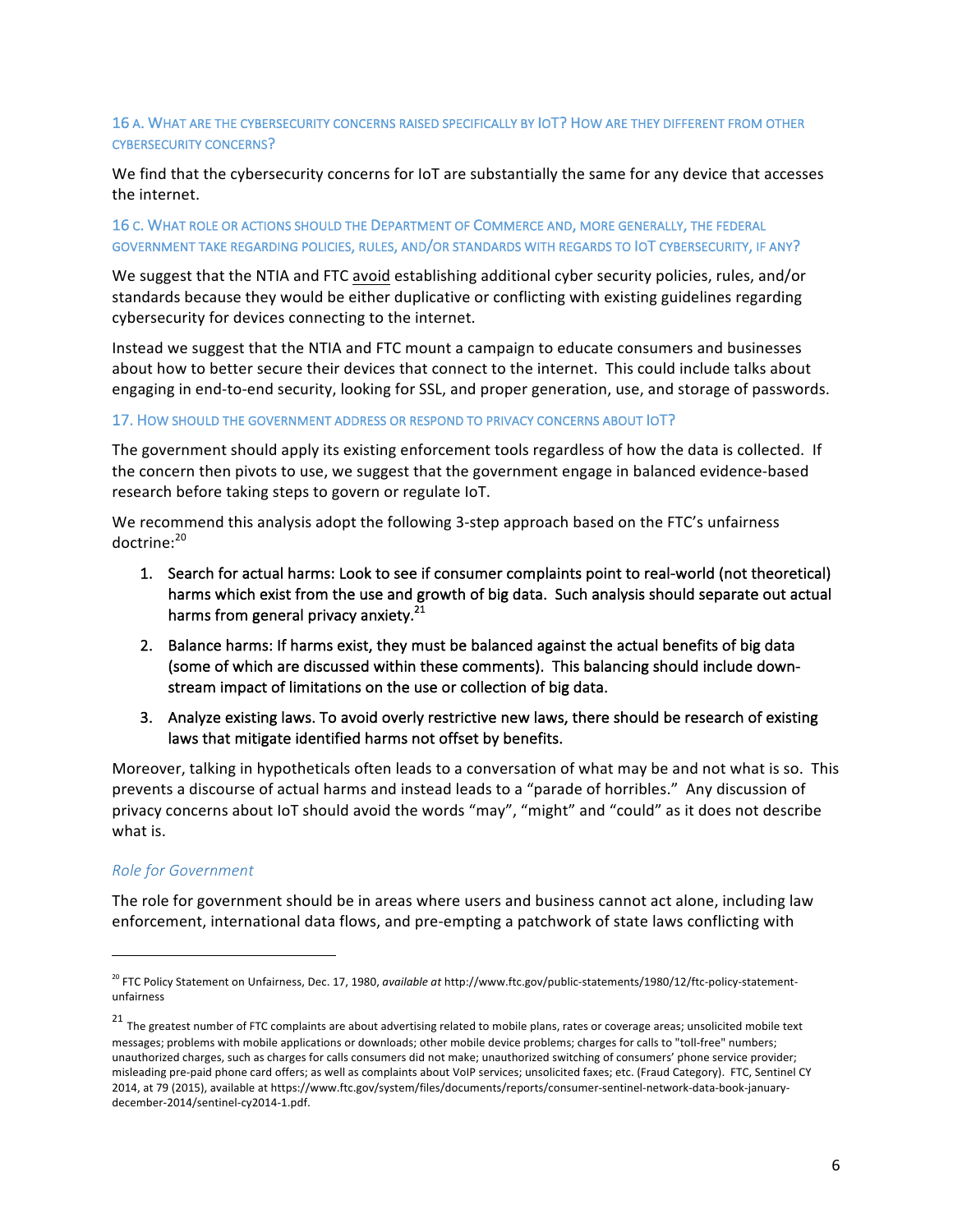### 16 A. What are the cybersecurity concerns raised specifically by IoT? How are they different from other cybersecurity concerns?

We find that the cybersecurity concerns for IoT are substantially the same for any device that accesses the internet.

### 16 C. What role or actions should the Department of Commerce and, more generally, the federal government take regarding policies, rules, and/or standards with regards to IoT cybersecurity, if any?

We suggest that the NTIA and FTC <u>avoid</u> establishing additional cyber security policies, rules, and/or standards because they would be either duplicative or conflicting with existing guidelines regarding cybersecurity for devices connecting to the internet.

Instead we suggest that the NTIA and FTC mount a campaign to educate consumers and businesses about how to better secure their devices that connect to the internet. This could include talks about engaging in end-to-end security, looking for SSL, and proper generation, use, and storage of passwords.

### 17. How should the government address or respond to privacy concerns about IoT?

The government should apply its existing enforcement tools regardless of how the data is collected. If the concern then pivots to use, we suggest that the government engage in balanced evidence-based research before taking steps to govern or regulate IoT.

We recommend this analysis adopt the following 3-step approach based on the FTC's unfairness doctrine:[20]

1. Search for actual harms: Look to see if consumer complaints point to real-world (not theoretical) harms which exist from the use and growth of big data. Such analysis should separate out actual harms from general privacy anxiety.[21]
2. Balance harms: If harms exist, they must be balanced against the actual benefits of big data (some of which are discussed within these comments). This balancing should include down-stream impact of limitations on the use or collection of big data.
3. Analyze existing laws. To avoid overly restrictive new laws, there should be research of existing laws that mitigate identified harms not offset by benefits.

Moreover, talking in hypotheticals often leads to a conversation of what may be and not what is so. This prevents a discourse of actual harms and instead leads to a "parade of horribles." Any discussion of privacy concerns about IoT should avoid the words "may", "might" and "could" as it does not describe what is.

#### *Role for Government*

The role for government should be in areas where users and business cannot act alone, including law enforcement, international data flows, and pre-empting a patchwork of state laws conflicting with

---

[20] FTC Policy Statement on Unfairness, Dec. 17, 1980, *available at* http://www.ftc.gov/public-statements/1980/12/ftc-policy-statement-unfairness

[21] The greatest number of FTC complaints are about advertising related to mobile plans, rates or coverage areas; unsolicited mobile text messages; problems with mobile applications or downloads; other mobile device problems; charges for calls to "toll-free" numbers; unauthorized charges, such as charges for calls consumers did not make; unauthorized switching of consumers' phone service provider; misleading pre-paid phone card offers; as well as complaints about VoIP services; unsolicited faxes; etc. (Fraud Category). FTC, Sentinel CY 2014, at 79 (2015), available at https://www.ftc.gov/system/files/documents/reports/consumer-sentinel-network-data-book-january-december-2014/sentinel-cy2014-1.pdf.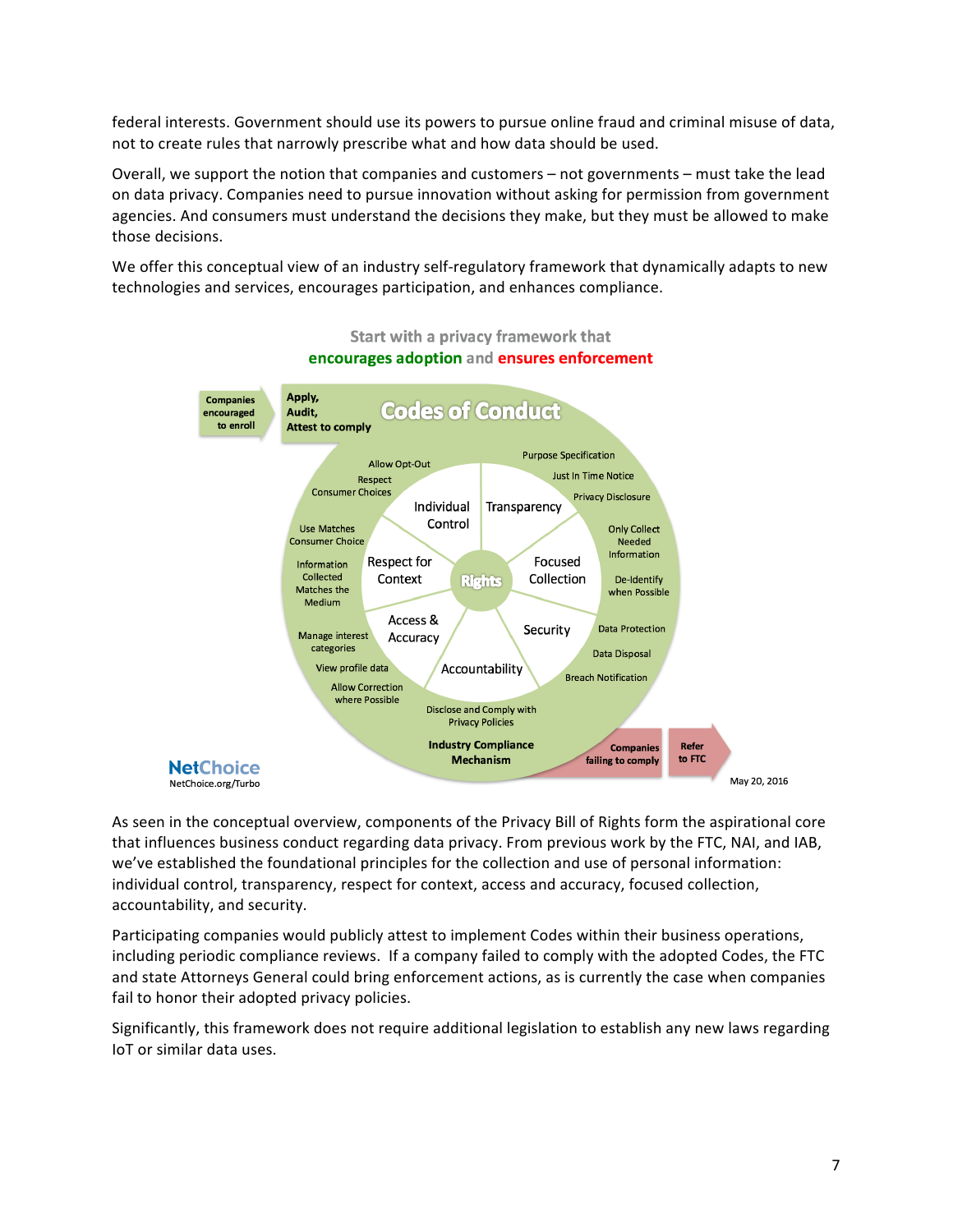federal interests. Government should use its powers to pursue online fraud and criminal misuse of data, not to create rules that narrowly prescribe what and how data should be used.

Overall, we support the notion that companies and customers – not governments – must take the lead on data privacy. Companies need to pursue innovation without asking for permission from government agencies. And consumers must understand the decisions they make, but they must be allowed to make those decisions.

We offer this conceptual view of an industry self-regulatory framework that dynamically adapts to new technologies and services, encourages participation, and enhances compliance.

Start with a privacy framework that **encourages adoption** and **ensures enforcement**

**Companies encouraged to enroll** → **Apply, Audit, Attest to comply** — **Codes of Conduct**

**Rights**

- **Individual Control**: Allow Opt-Out; Respect Consumer Choices
- **Transparency**: Purpose Specification; Just In Time Notice; Privacy Disclosure
- **Focused Collection**: Only Collect Needed Information; De-Identify when Possible
- **Security**: Data Protection; Data Disposal; Breach Notification
- **Accountability**: Disclose and Comply with Privacy Policies
- **Access & Accuracy**: Manage interest categories; View profile data; Allow Correction where Possible
- **Respect for Context**: Use Matches Consumer Choice; Information Collected Matches the Medium

**Industry Compliance Mechanism** → **Companies failing to comply** → **Refer to FTC**

NetChoice
NetChoice.org/Turbo

May 20, 2016

As seen in the conceptual overview, components of the Privacy Bill of Rights form the aspirational core that influences business conduct regarding data privacy. From previous work by the FTC, NAI, and IAB, we've established the foundational principles for the collection and use of personal information: individual control, transparency, respect for context, access and accuracy, focused collection, accountability, and security.

Participating companies would publicly attest to implement Codes within their business operations, including periodic compliance reviews. If a company failed to comply with the adopted Codes, the FTC and state Attorneys General could bring enforcement actions, as is currently the case when companies fail to honor their adopted privacy policies.

Significantly, this framework does not require additional legislation to establish any new laws regarding IoT or similar data uses.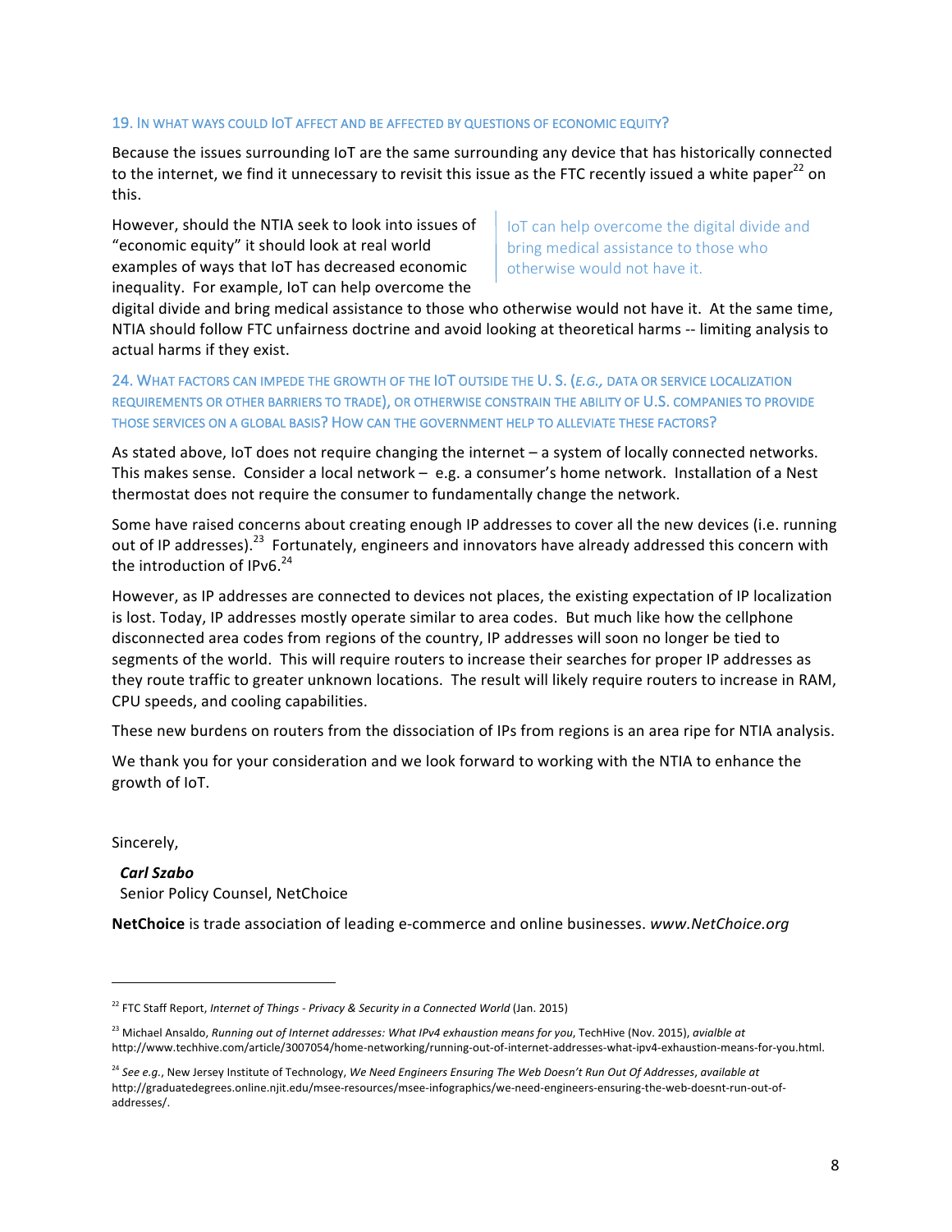### 19. In what ways could IoT affect and be affected by questions of economic equity?

Because the issues surrounding IoT are the same surrounding any device that has historically connected to the internet, we find it unnecessary to revisit this issue as the FTC recently issued a white paper[22] on this.

> IoT can help overcome the digital divide and bring medical assistance to those who otherwise would not have it.

However, should the NTIA seek to look into issues of "economic equity" it should look at real world examples of ways that IoT has decreased economic inequality. For example, IoT can help overcome the digital divide and bring medical assistance to those who otherwise would not have it. At the same time, NTIA should follow FTC unfairness doctrine and avoid looking at theoretical harms -- limiting analysis to actual harms if they exist.

### 24. What factors can impede the growth of the IoT outside the U. S. (*e.g.,* data or service localization requirements or other barriers to trade), or otherwise constrain the ability of U.S. companies to provide those services on a global basis? How can the government help to alleviate these factors?

As stated above, IoT does not require changing the internet – a system of locally connected networks. This makes sense. Consider a local network – e.g. a consumer's home network. Installation of a Nest thermostat does not require the consumer to fundamentally change the network.

Some have raised concerns about creating enough IP addresses to cover all the new devices (i.e. running out of IP addresses).[23] Fortunately, engineers and innovators have already addressed this concern with the introduction of IPv6.[24]

However, as IP addresses are connected to devices not places, the existing expectation of IP localization is lost. Today, IP addresses mostly operate similar to area codes. But much like how the cellphone disconnected area codes from regions of the country, IP addresses will soon no longer be tied to segments of the world. This will require routers to increase their searches for proper IP addresses as they route traffic to greater unknown locations. The result will likely require routers to increase in RAM, CPU speeds, and cooling capabilities.

These new burdens on routers from the dissociation of IPs from regions is an area ripe for NTIA analysis.

We thank you for your consideration and we look forward to working with the NTIA to enhance the growth of IoT.

Sincerely,

***Carl Szabo***
Senior Policy Counsel, NetChoice

**NetChoice** is trade association of leading e-commerce and online businesses. *www.NetChoice.org*

---

[22] FTC Staff Report, *Internet of Things - Privacy & Security in a Connected World* (Jan. 2015)

[23] Michael Ansaldo, *Running out of Internet addresses: What IPv4 exhaustion means for you*, TechHive (Nov. 2015), *avialble at* http://www.techhive.com/article/3007054/home-networking/running-out-of-internet-addresses-what-ipv4-exhaustion-means-for-you.html.

[24] *See e.g.*, New Jersey Institute of Technology, *We Need Engineers Ensuring The Web Doesn't Run Out Of Addresses*, *available at* http://graduatedegrees.online.njit.edu/msee-resources/msee-infographics/we-need-engineers-ensuring-the-web-doesnt-run-out-of-addresses/.